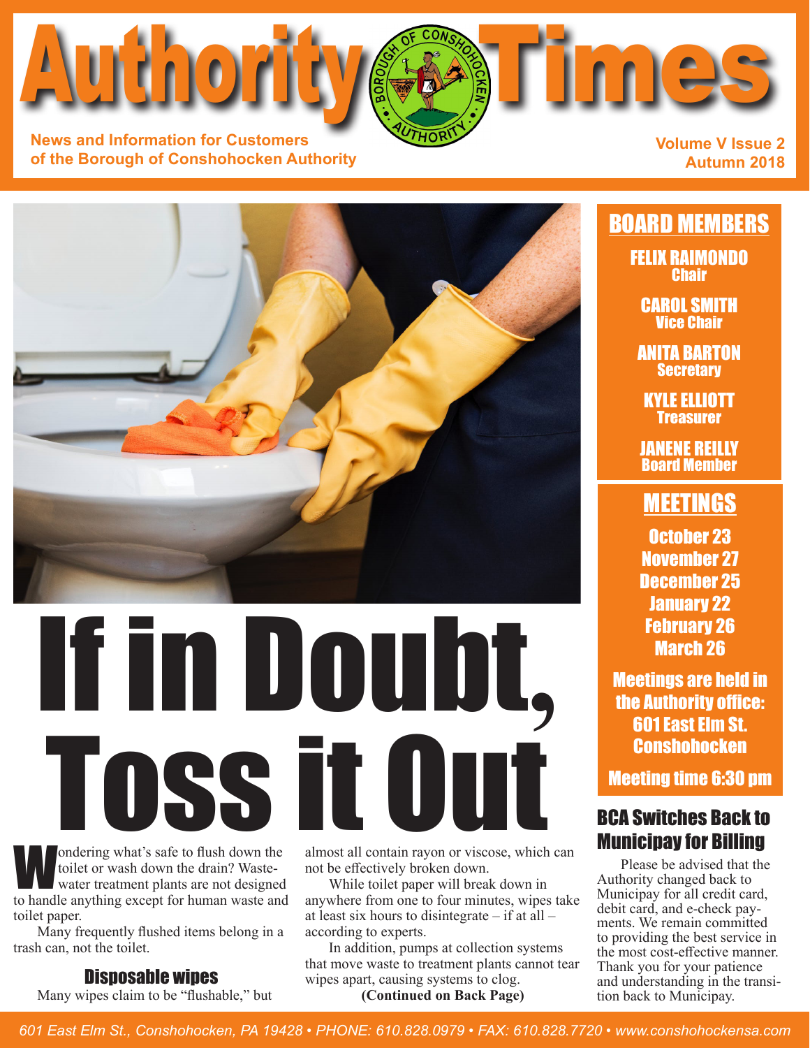# Authority Times

**News and Information for Customers of the Borough of Conshohocken Authority**

**Volume V Issue 2**
**Autumn 2018**

## BOARD MEMBERS

**FELIX RAIMONDO**
Chair

**CAROL SMITH**
Vice Chair

**ANITA BARTON**
Secretary

**KYLE ELLIOTT**
Treasurer

**JANENE REILLY**
Board Member

## MEETINGS

October 23
November 27
December 25
January 22
February 26
March 26

Meetings are held in the Authority office: 601 East Elm St. Conshohocken

Meeting time 6:30 pm

# If in Doubt, Toss it Out

Wondering what's safe to flush down the toilet or wash down the drain? Wastewater treatment plants are not designed to handle anything except for human waste and toilet paper.

Many frequently flushed items belong in a trash can, not the toilet.

### Disposable wipes

Many wipes claim to be "flushable," but almost all contain rayon or viscose, which can not be effectively broken down.

While toilet paper will break down in anywhere from one to four minutes, wipes take at least six hours to disintegrate – if at all – according to experts.

In addition, pumps at collection systems that move waste to treatment plants cannot tear wipes apart, causing systems to clog.

**(Continued on Back Page)**

## BCA Switches Back to Municipay for Billing

Please be advised that the Authority changed back to Municipay for all credit card, debit card, and e-check payments. We remain committed to providing the best service in the most cost-effective manner. Thank you for your patience and understanding in the transition back to Municipay.

*601 East Elm St., Conshohocken, PA 19428 • PHONE: 610.828.0979 • FAX: 610.828.7720 • www.conshohockensa.com*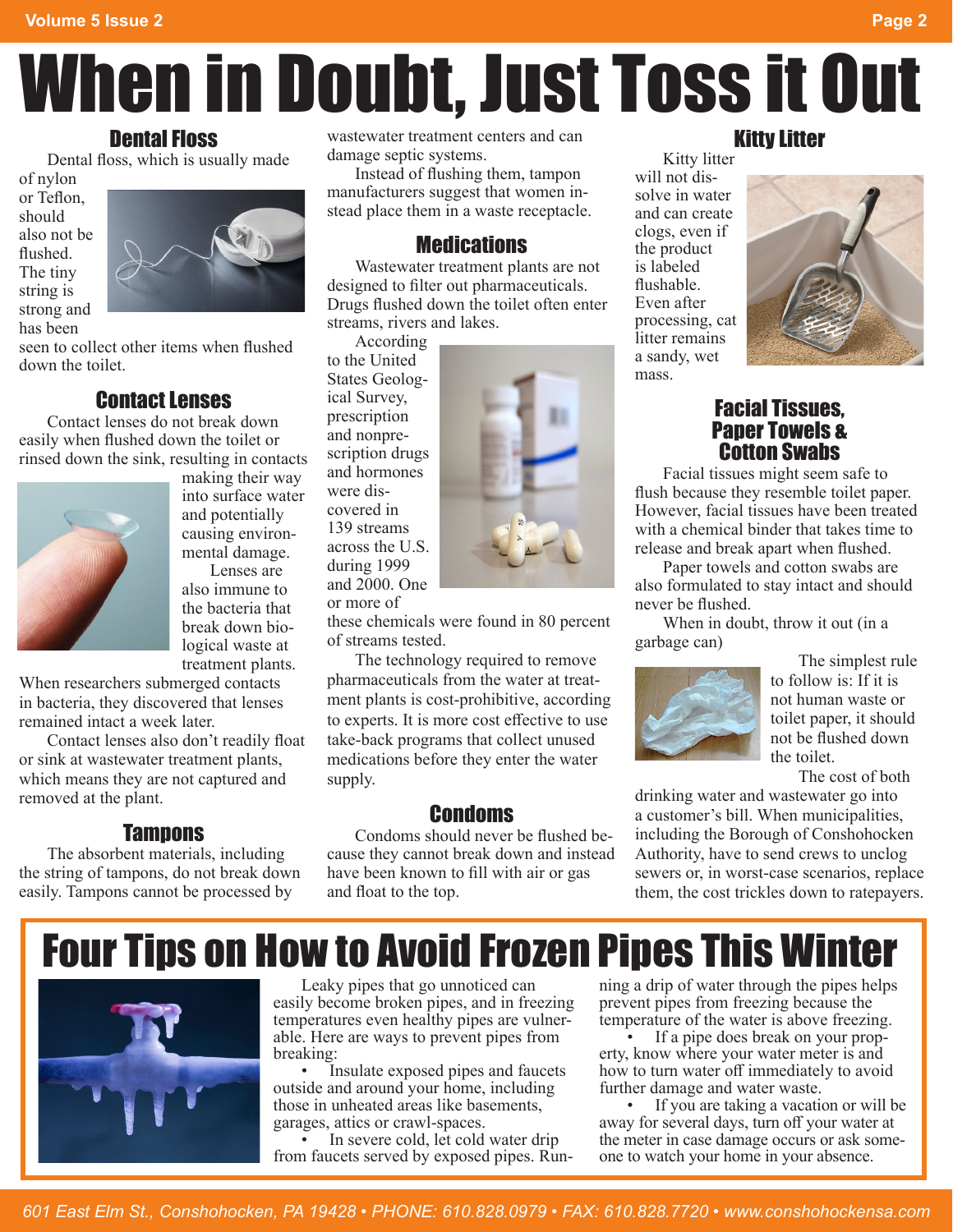# When in Doubt, Just Toss it Out

## Dental Floss

Dental floss, which is usually made of nylon or Teflon, should also not be flushed. The tiny string is strong and has been seen to collect other items when flushed down the toilet.

## Contact Lenses

Contact lenses do not break down easily when flushed down the toilet or rinsed down the sink, resulting in contacts making their way into surface water and potentially causing environmental damage.

Lenses are also immune to the bacteria that break down biological waste at treatment plants. When researchers submerged contacts in bacteria, they discovered that lenses remained intact a week later.

Contact lenses also don't readily float or sink at wastewater treatment plants, which means they are not captured and removed at the plant.

## Tampons

The absorbent materials, including the string of tampons, do not break down easily. Tampons cannot be processed by wastewater treatment centers and can damage septic systems.

Instead of flushing them, tampon manufacturers suggest that women instead place them in a waste receptacle.

## Medications

Wastewater treatment plants are not designed to filter out pharmaceuticals. Drugs flushed down the toilet often enter streams, rivers and lakes.

According to the United States Geological Survey, prescription and nonprescription drugs and hormones were discovered in 139 streams across the U.S. during 1999 and 2000. One or more of these chemicals were found in 80 percent of streams tested.

The technology required to remove pharmaceuticals from the water at treatment plants is cost-prohibitive, according to experts. It is more cost effective to use take-back programs that collect unused medications before they enter the water supply.

## Condoms

Condoms should never be flushed because they cannot break down and instead have been known to fill with air or gas and float to the top.

## Kitty Litter

Kitty litter will not dissolve in water and can create clogs, even if the product is labeled flushable. Even after processing, cat litter remains a sandy, wet mass.

## Facial Tissues, Paper Towels & Cotton Swabs

Facial tissues might seem safe to flush because they resemble toilet paper. However, facial tissues have been treated with a chemical binder that takes time to release and break apart when flushed.

Paper towels and cotton swabs are also formulated to stay intact and should never be flushed.

When in doubt, throw it out (in a garbage can)

The simplest rule to follow is: If it is not human waste or toilet paper, it should not be flushed down the toilet.

The cost of both drinking water and wastewater go into a customer's bill. When municipalities, including the Borough of Conshohocken Authority, have to send crews to unclog sewers or, in worst-case scenarios, replace them, the cost trickles down to ratepayers.

# Four Tips on How to Avoid Frozen Pipes This Winter

Leaky pipes that go unnoticed can easily become broken pipes, and in freezing temperatures even healthy pipes are vulnerable. Here are ways to prevent pipes from breaking:

- Insulate exposed pipes and faucets outside and around your home, including those in unheated areas like basements, garages, attics or crawl-spaces.
- In severe cold, let cold water drip from faucets served by exposed pipes. Running a drip of water through the pipes helps prevent pipes from freezing because the temperature of the water is above freezing.
- If a pipe does break on your property, know where your water meter is and how to turn water off immediately to avoid further damage and water waste.
- If you are taking a vacation or will be away for several days, turn off your water at the meter in case damage occurs or ask someone to watch your home in your absence.

601 East Elm St., Conshohocken, PA 19428 • PHONE: 610.828.0979 • FAX: 610.828.7720 • www.conshohockensa.com